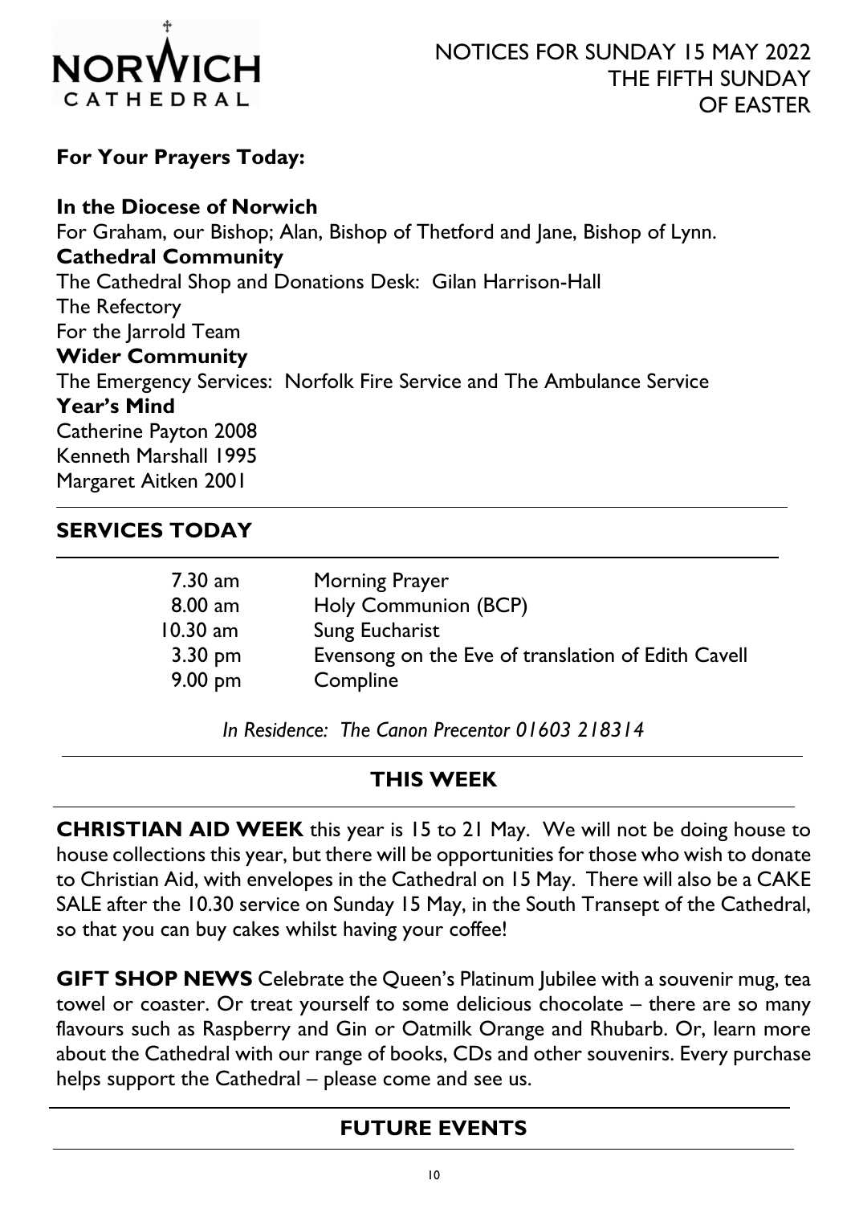NORWICH CATHEDRAL

NOTICES FOR SUNDAY 15 MAY 2022
THE FIFTH SUNDAY
OF EASTER

**For Your Prayers Today:**

**In the Diocese of Norwich**
For Graham, our Bishop; Alan, Bishop of Thetford and Jane, Bishop of Lynn.
**Cathedral Community**
The Cathedral Shop and Donations Desk: Gilan Harrison-Hall
The Refectory
For the Jarrold Team
**Wider Community**
The Emergency Services: Norfolk Fire Service and The Ambulance Service
**Year's Mind**
Catherine Payton 2008
Kenneth Marshall 1995
Margaret Aitken 2001

## SERVICES TODAY

| | |
|---|---|
| 7.30 am | Morning Prayer |
| 8.00 am | Holy Communion (BCP) |
| 10.30 am | Sung Eucharist |
| 3.30 pm | Evensong on the Eve of translation of Edith Cavell |
| 9.00 pm | Compline |

*In Residence: The Canon Precentor 01603 218314*

## THIS WEEK

**CHRISTIAN AID WEEK** this year is 15 to 21 May. We will not be doing house to house collections this year, but there will be opportunities for those who wish to donate to Christian Aid, with envelopes in the Cathedral on 15 May. There will also be a CAKE SALE after the 10.30 service on Sunday 15 May, in the South Transept of the Cathedral, so that you can buy cakes whilst having your coffee!

**GIFT SHOP NEWS** Celebrate the Queen's Platinum Jubilee with a souvenir mug, tea towel or coaster. Or treat yourself to some delicious chocolate – there are so many flavours such as Raspberry and Gin or Oatmilk Orange and Rhubarb. Or, learn more about the Cathedral with our range of books, CDs and other souvenirs. Every purchase helps support the Cathedral – please come and see us.

## FUTURE EVENTS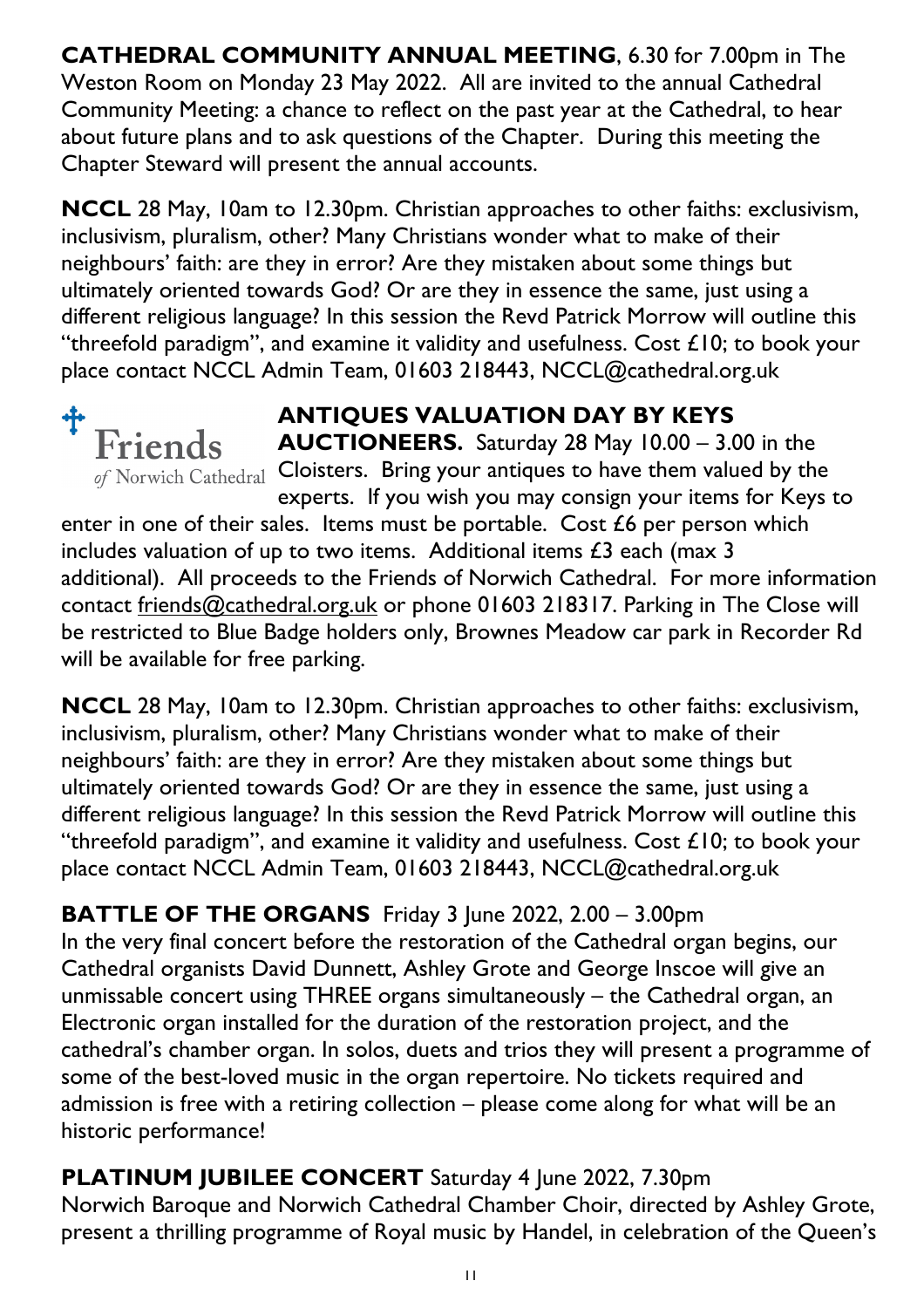**CATHEDRAL COMMUNITY ANNUAL MEETING**, 6.30 for 7.00pm in The Weston Room on Monday 23 May 2022. All are invited to the annual Cathedral Community Meeting: a chance to reflect on the past year at the Cathedral, to hear about future plans and to ask questions of the Chapter. During this meeting the Chapter Steward will present the annual accounts.

**NCCL** 28 May, 10am to 12.30pm. Christian approaches to other faiths: exclusivism, inclusivism, pluralism, other? Many Christians wonder what to make of their neighbours' faith: are they in error? Are they mistaken about some things but ultimately oriented towards God? Or are they in essence the same, just using a different religious language? In this session the Revd Patrick Morrow will outline this "threefold paradigm", and examine it validity and usefulness. Cost £10; to book your place contact NCCL Admin Team, 01603 218443, NCCL@cathedral.org.uk

Friends of Norwich Cathedral

**ANTIQUES VALUATION DAY BY KEYS AUCTIONEERS.** Saturday 28 May 10.00 – 3.00 in the Cloisters. Bring your antiques to have them valued by the experts. If you wish you may consign your items for Keys to enter in one of their sales. Items must be portable. Cost £6 per person which includes valuation of up to two items. Additional items £3 each (max 3 additional). All proceeds to the Friends of Norwich Cathedral. For more information contact friends@cathedral.org.uk or phone 01603 218317. Parking in The Close will be restricted to Blue Badge holders only, Brownes Meadow car park in Recorder Rd will be available for free parking.

**NCCL** 28 May, 10am to 12.30pm. Christian approaches to other faiths: exclusivism, inclusivism, pluralism, other? Many Christians wonder what to make of their neighbours' faith: are they in error? Are they mistaken about some things but ultimately oriented towards God? Or are they in essence the same, just using a different religious language? In this session the Revd Patrick Morrow will outline this "threefold paradigm", and examine it validity and usefulness. Cost £10; to book your place contact NCCL Admin Team, 01603 218443, NCCL@cathedral.org.uk

**BATTLE OF THE ORGANS** Friday 3 June 2022, 2.00 – 3.00pm
In the very final concert before the restoration of the Cathedral organ begins, our Cathedral organists David Dunnett, Ashley Grote and George Inscoe will give an unmissable concert using THREE organs simultaneously – the Cathedral organ, an Electronic organ installed for the duration of the restoration project, and the cathedral's chamber organ. In solos, duets and trios they will present a programme of some of the best-loved music in the organ repertoire. No tickets required and admission is free with a retiring collection – please come along for what will be an historic performance!

**PLATINUM JUBILEE CONCERT** Saturday 4 June 2022, 7.30pm
Norwich Baroque and Norwich Cathedral Chamber Choir, directed by Ashley Grote, present a thrilling programme of Royal music by Handel, in celebration of the Queen's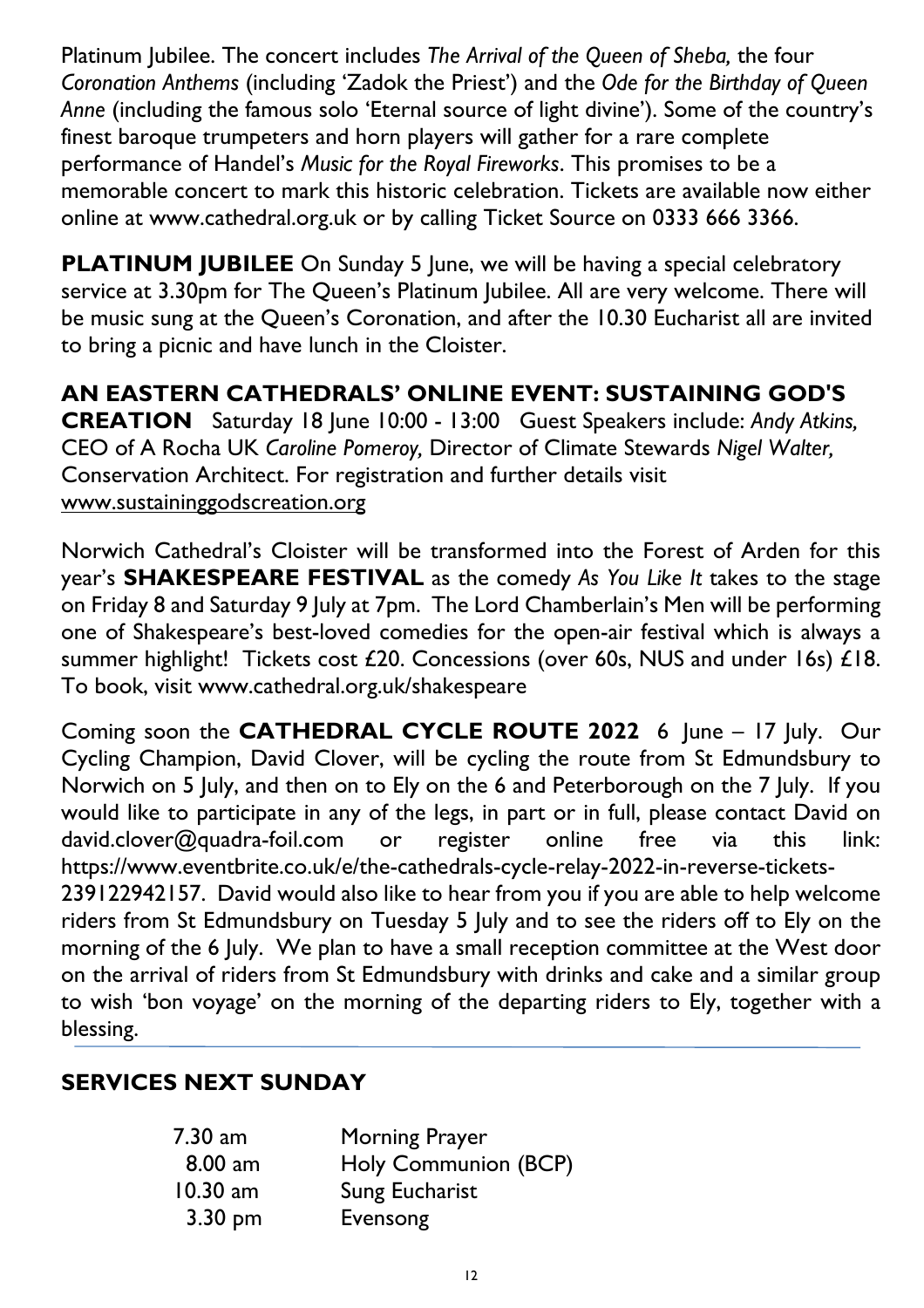Platinum Jubilee. The concert includes *The Arrival of the Queen of Sheba,* the four *Coronation Anthems* (including 'Zadok the Priest') and the *Ode for the Birthday of Queen Anne* (including the famous solo 'Eternal source of light divine'). Some of the country's finest baroque trumpeters and horn players will gather for a rare complete performance of Handel's *Music for the Royal Fireworks*. This promises to be a memorable concert to mark this historic celebration. Tickets are available now either online at www.cathedral.org.uk or by calling Ticket Source on 0333 666 3366.

**PLATINUM JUBILEE** On Sunday 5 June, we will be having a special celebratory service at 3.30pm for The Queen's Platinum Jubilee. All are very welcome. There will be music sung at the Queen's Coronation, and after the 10.30 Eucharist all are invited to bring a picnic and have lunch in the Cloister.

**AN EASTERN CATHEDRALS' ONLINE EVENT: SUSTAINING GOD'S CREATION** Saturday 18 June 10:00 - 13:00 Guest Speakers include: *Andy Atkins,* CEO of A Rocha UK *Caroline Pomeroy,* Director of Climate Stewards *Nigel Walter,* Conservation Architect. For registration and further details visit www.sustaininggodscreation.org

Norwich Cathedral's Cloister will be transformed into the Forest of Arden for this year's **SHAKESPEARE FESTIVAL** as the comedy *As You Like It* takes to the stage on Friday 8 and Saturday 9 July at 7pm. The Lord Chamberlain's Men will be performing one of Shakespeare's best-loved comedies for the open-air festival which is always a summer highlight! Tickets cost £20. Concessions (over 60s, NUS and under 16s) £18. To book, visit www.cathedral.org.uk/shakespeare

Coming soon the **CATHEDRAL CYCLE ROUTE 2022** 6 June – 17 July. Our Cycling Champion, David Clover, will be cycling the route from St Edmundsbury to Norwich on 5 July, and then on to Ely on the 6 and Peterborough on the 7 July. If you would like to participate in any of the legs, in part or in full, please contact David on david.clover@quadra-foil.com or register online free via this link: https://www.eventbrite.co.uk/e/the-cathedrals-cycle-relay-2022-in-reverse-tickets-239122942157. David would also like to hear from you if you are able to help welcome riders from St Edmundsbury on Tuesday 5 July and to see the riders off to Ely on the morning of the 6 July. We plan to have a small reception committee at the West door on the arrival of riders from St Edmundsbury with drinks and cake and a similar group to wish 'bon voyage' on the morning of the departing riders to Ely, together with a blessing.

## SERVICES NEXT SUNDAY

| | |
|---|---|
| 7.30 am | Morning Prayer |
| 8.00 am | Holy Communion (BCP) |
| 10.30 am | Sung Eucharist |
| 3.30 pm | Evensong |